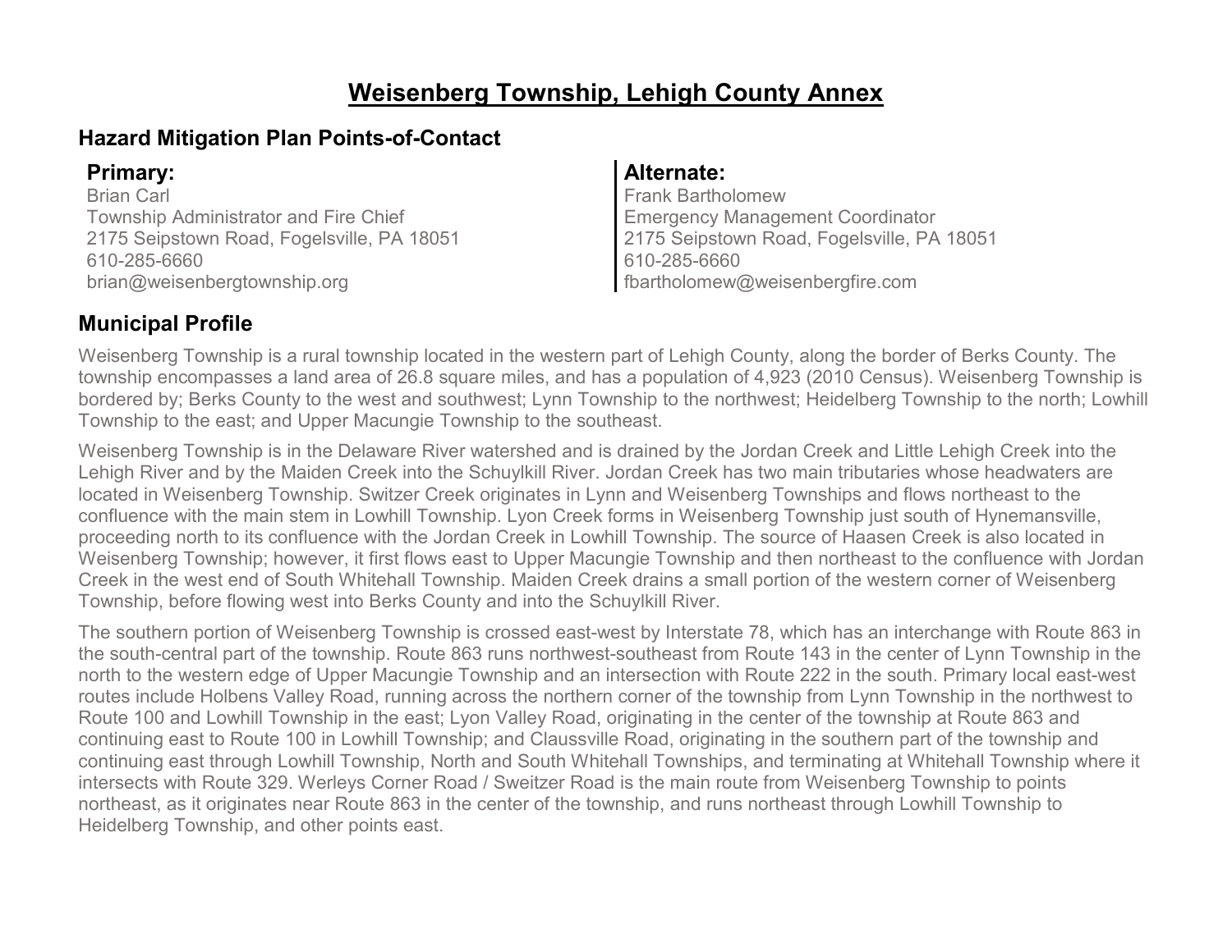# Weisenberg Township, Lehigh County Annex

## Hazard Mitigation Plan Points-of-Contact

**Primary:**
Brian Carl
Township Administrator and Fire Chief
2175 Seipstown Road, Fogelsville, PA 18051
610-285-6660
brian@weisenbergtownship.org

**Alternate:**
Frank Bartholomew
Emergency Management Coordinator
2175 Seipstown Road, Fogelsville, PA 18051
610-285-6660
fbartholomew@weisenbergfire.com

## Municipal Profile

Weisenberg Township is a rural township located in the western part of Lehigh County, along the border of Berks County. The township encompasses a land area of 26.8 square miles, and has a population of 4,923 (2010 Census). Weisenberg Township is bordered by; Berks County to the west and southwest; Lynn Township to the northwest; Heidelberg Township to the north; Lowhill Township to the east; and Upper Macungie Township to the southeast.

Weisenberg Township is in the Delaware River watershed and is drained by the Jordan Creek and Little Lehigh Creek into the Lehigh River and by the Maiden Creek into the Schuylkill River. Jordan Creek has two main tributaries whose headwaters are located in Weisenberg Township. Switzer Creek originates in Lynn and Weisenberg Townships and flows northeast to the confluence with the main stem in Lowhill Township. Lyon Creek forms in Weisenberg Township just south of Hynemansville, proceeding north to its confluence with the Jordan Creek in Lowhill Township. The source of Haasen Creek is also located in Weisenberg Township; however, it first flows east to Upper Macungie Township and then northeast to the confluence with Jordan Creek in the west end of South Whitehall Township. Maiden Creek drains a small portion of the western corner of Weisenberg Township, before flowing west into Berks County and into the Schuylkill River.

The southern portion of Weisenberg Township is crossed east-west by Interstate 78, which has an interchange with Route 863 in the south-central part of the township. Route 863 runs northwest-southeast from Route 143 in the center of Lynn Township in the north to the western edge of Upper Macungie Township and an intersection with Route 222 in the south. Primary local east-west routes include Holbens Valley Road, running across the northern corner of the township from Lynn Township in the northwest to Route 100 and Lowhill Township in the east; Lyon Valley Road, originating in the center of the township at Route 863 and continuing east to Route 100 in Lowhill Township; and Claussville Road, originating in the southern part of the township and continuing east through Lowhill Township, North and South Whitehall Townships, and terminating at Whitehall Township where it intersects with Route 329. Werleys Corner Road / Sweitzer Road is the main route from Weisenberg Township to points northeast, as it originates near Route 863 in the center of the township, and runs northeast through Lowhill Township to Heidelberg Township, and other points east.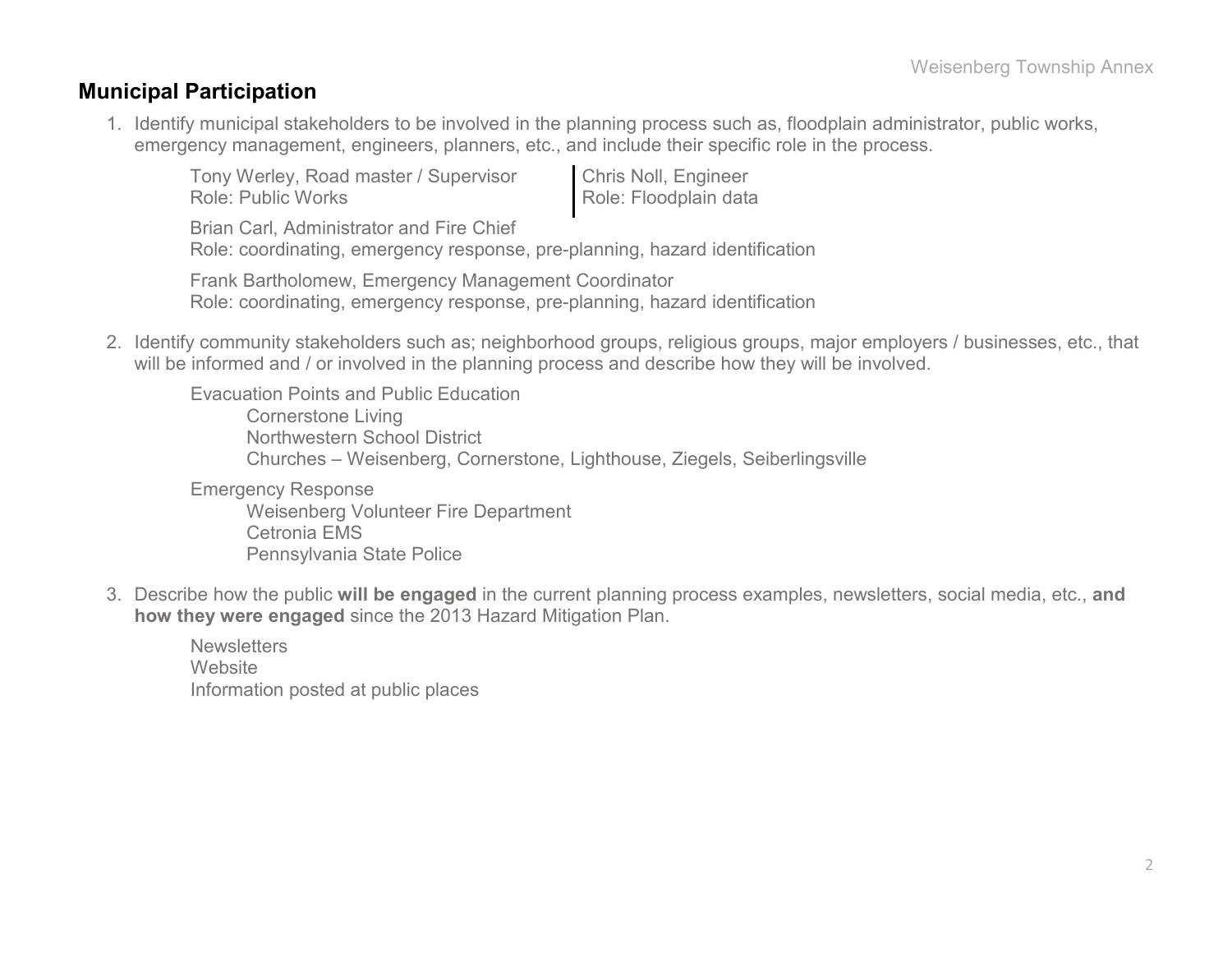## Municipal Participation

1. Identify municipal stakeholders to be involved in the planning process such as, floodplain administrator, public works, emergency management, engineers, planners, etc., and include their specific role in the process.

   Tony Werley, Road master / Supervisor
   Role: Public Works

   Chris Noll, Engineer
   Role: Floodplain data

   Brian Carl, Administrator and Fire Chief
   Role: coordinating, emergency response, pre-planning, hazard identification

   Frank Bartholomew, Emergency Management Coordinator
   Role: coordinating, emergency response, pre-planning, hazard identification

2. Identify community stakeholders such as; neighborhood groups, religious groups, major employers / businesses, etc., that will be informed and / or involved in the planning process and describe how they will be involved.

   Evacuation Points and Public Education
   - Cornerstone Living
   - Northwestern School District
   - Churches – Weisenberg, Cornerstone, Lighthouse, Ziegels, Seiberlingsville

   Emergency Response
   - Weisenberg Volunteer Fire Department
   - Cetronia EMS
   - Pennsylvania State Police

3. Describe how the public **will be engaged** in the current planning process examples, newsletters, social media, etc., **and how they were engaged** since the 2013 Hazard Mitigation Plan.

   Newsletters
   Website
   Information posted at public places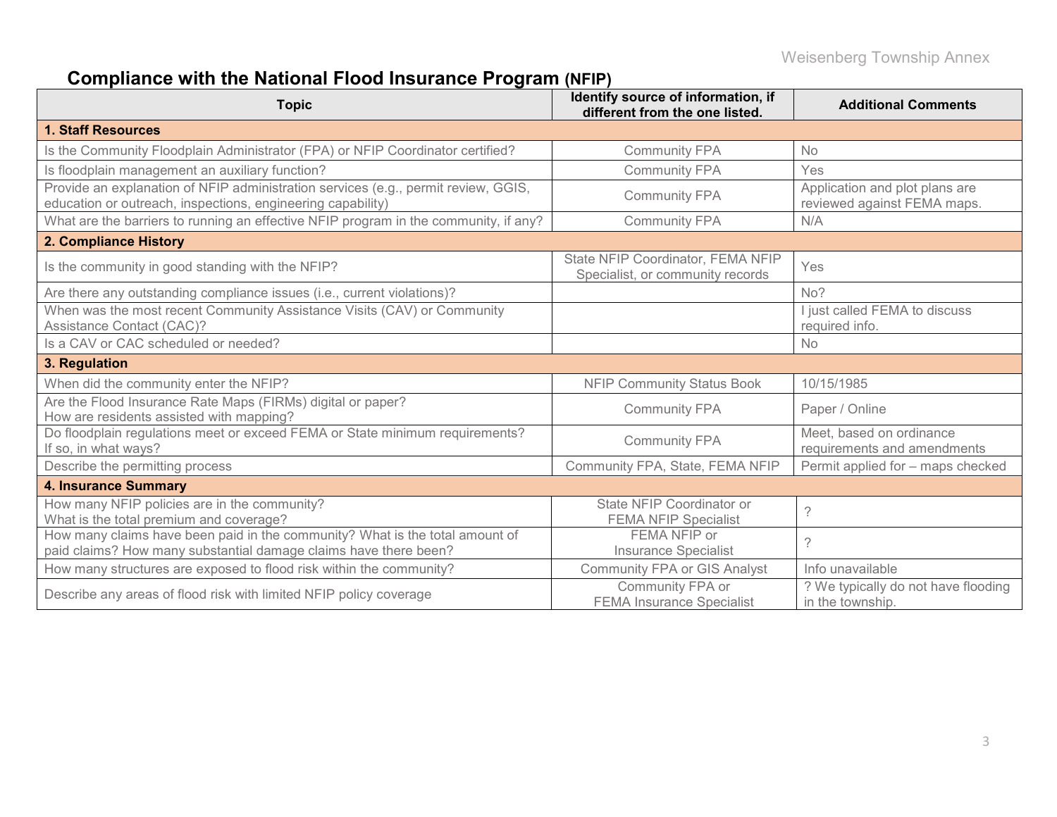## Compliance with the National Flood Insurance Program (NFIP)

| Topic | Identify source of information, if different from the one listed. | Additional Comments |
|---|---|---|
| **1. Staff Resources** | | |
| Is the Community Floodplain Administrator (FPA) or NFIP Coordinator certified? | Community FPA | No |
| Is floodplain management an auxiliary function? | Community FPA | Yes |
| Provide an explanation of NFIP administration services (e.g., permit review, GGIS, education or outreach, inspections, engineering capability) | Community FPA | Application and plot plans are reviewed against FEMA maps. |
| What are the barriers to running an effective NFIP program in the community, if any? | Community FPA | N/A |
| **2. Compliance History** | | |
| Is the community in good standing with the NFIP? | State NFIP Coordinator, FEMA NFIP Specialist, or community records | Yes |
| Are there any outstanding compliance issues (i.e., current violations)? | | No? |
| When was the most recent Community Assistance Visits (CAV) or Community Assistance Contact (CAC)? | | I just called FEMA to discuss required info. |
| Is a CAV or CAC scheduled or needed? | | No |
| **3. Regulation** | | |
| When did the community enter the NFIP? | NFIP Community Status Book | 10/15/1985 |
| Are the Flood Insurance Rate Maps (FIRMs) digital or paper? How are residents assisted with mapping? | Community FPA | Paper / Online |
| Do floodplain regulations meet or exceed FEMA or State minimum requirements? If so, in what ways? | Community FPA | Meet, based on ordinance requirements and amendments |
| Describe the permitting process | Community FPA, State, FEMA NFIP | Permit applied for – maps checked |
| **4. Insurance Summary** | | |
| How many NFIP policies are in the community? What is the total premium and coverage? | State NFIP Coordinator or FEMA NFIP Specialist | ? |
| How many claims have been paid in the community? What is the total amount of paid claims? How many substantial damage claims have there been? | FEMA NFIP or Insurance Specialist | ? |
| How many structures are exposed to flood risk within the community? | Community FPA or GIS Analyst | Info unavailable |
| Describe any areas of flood risk with limited NFIP policy coverage | Community FPA or FEMA Insurance Specialist | ? We typically do not have flooding in the township. |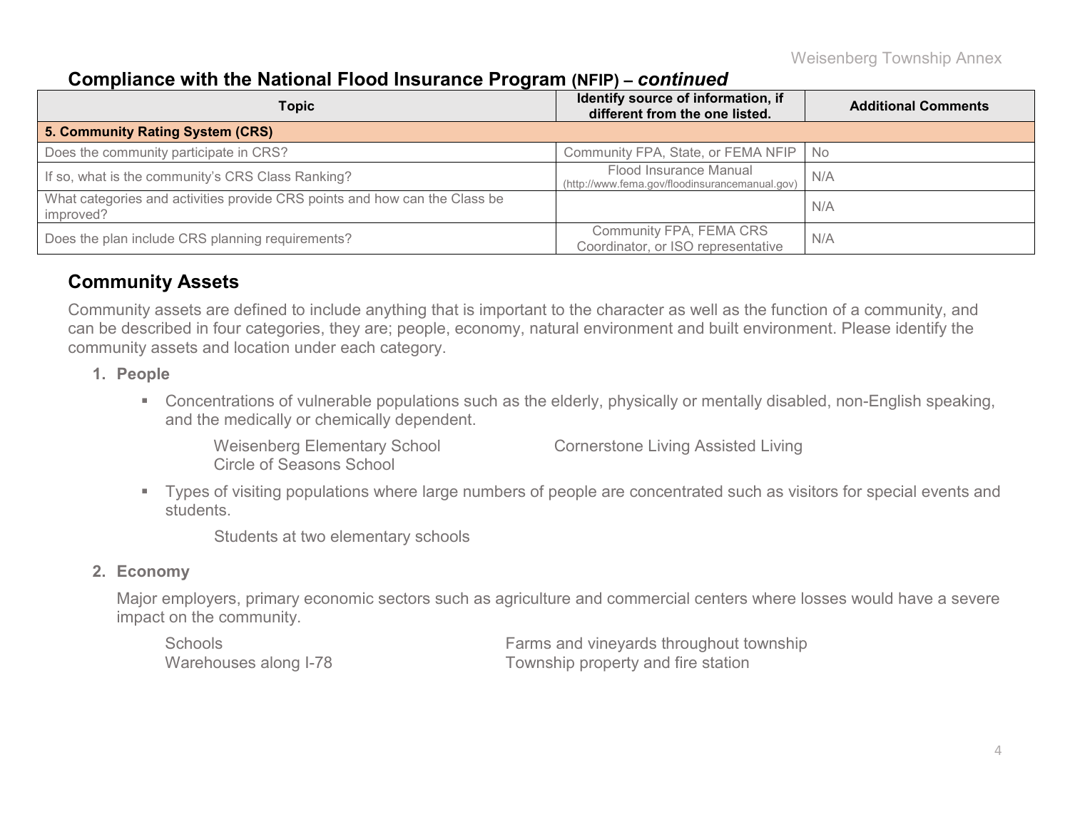## Compliance with the National Flood Insurance Program (NFIP) – *continued*

| Topic | Identify source of information, if different from the one listed. | Additional Comments |
| --- | --- | --- |
| **5. Community Rating System (CRS)** | | |
| Does the community participate in CRS? | Community FPA, State, or FEMA NFIP | No |
| If so, what is the community's CRS Class Ranking? | Flood Insurance Manual (http://www.fema.gov/floodinsurancemanual.gov) | N/A |
| What categories and activities provide CRS points and how can the Class be improved? | | N/A |
| Does the plan include CRS planning requirements? | Community FPA, FEMA CRS Coordinator, or ISO representative | N/A |

## Community Assets

Community assets are defined to include anything that is important to the character as well as the function of a community, and can be described in four categories, they are; people, economy, natural environment and built environment. Please identify the community assets and location under each category.

1. **People**

   - Concentrations of vulnerable populations such as the elderly, physically or mentally disabled, non-English speaking, and the medically or chemically dependent.

     Weisenberg Elementary School
     Circle of Seasons School
     Cornerstone Living Assisted Living

   - Types of visiting populations where large numbers of people are concentrated such as visitors for special events and students.

     Students at two elementary schools

2. **Economy**

   Major employers, primary economic sectors such as agriculture and commercial centers where losses would have a severe impact on the community.

   Schools
   Warehouses along I-78
   Farms and vineyards throughout township
   Township property and fire station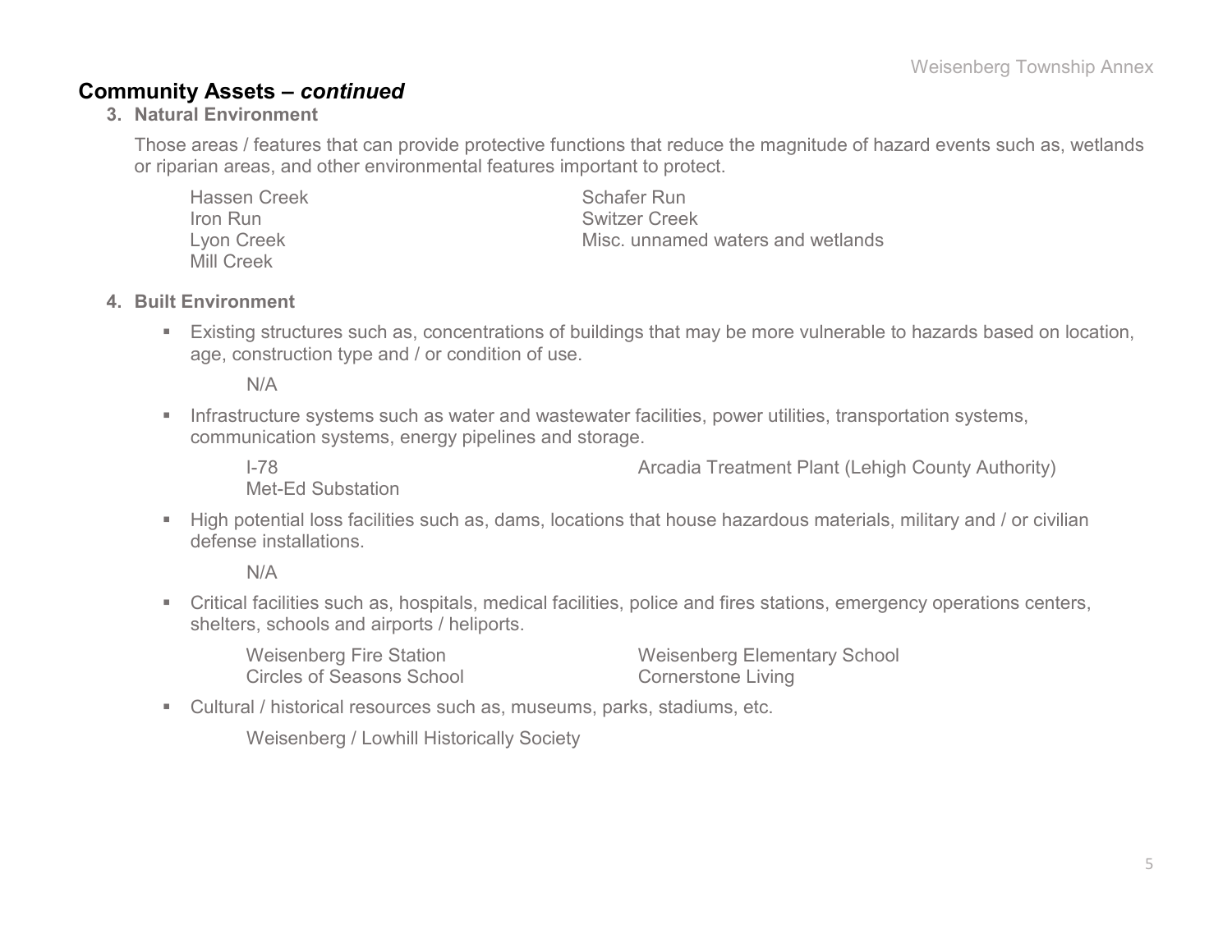## Community Assets – *continued*

### 3. Natural Environment

Those areas / features that can provide protective functions that reduce the magnitude of hazard events such as, wetlands or riparian areas, and other environmental features important to protect.

Hassen Creek
Iron Run
Lyon Creek
Mill Creek
Schafer Run
Switzer Creek
Misc. unnamed waters and wetlands

### 4. Built Environment

- Existing structures such as, concentrations of buildings that may be more vulnerable to hazards based on location, age, construction type and / or condition of use.

  N/A

- Infrastructure systems such as water and wastewater facilities, power utilities, transportation systems, communication systems, energy pipelines and storage.

  I-78
  Met-Ed Substation
  Arcadia Treatment Plant (Lehigh County Authority)

- High potential loss facilities such as, dams, locations that house hazardous materials, military and / or civilian defense installations.

  N/A

- Critical facilities such as, hospitals, medical facilities, police and fires stations, emergency operations centers, shelters, schools and airports / heliports.

  Weisenberg Fire Station
  Circles of Seasons School
  Weisenberg Elementary School
  Cornerstone Living

- Cultural / historical resources such as, museums, parks, stadiums, etc.

  Weisenberg / Lowhill Historically Society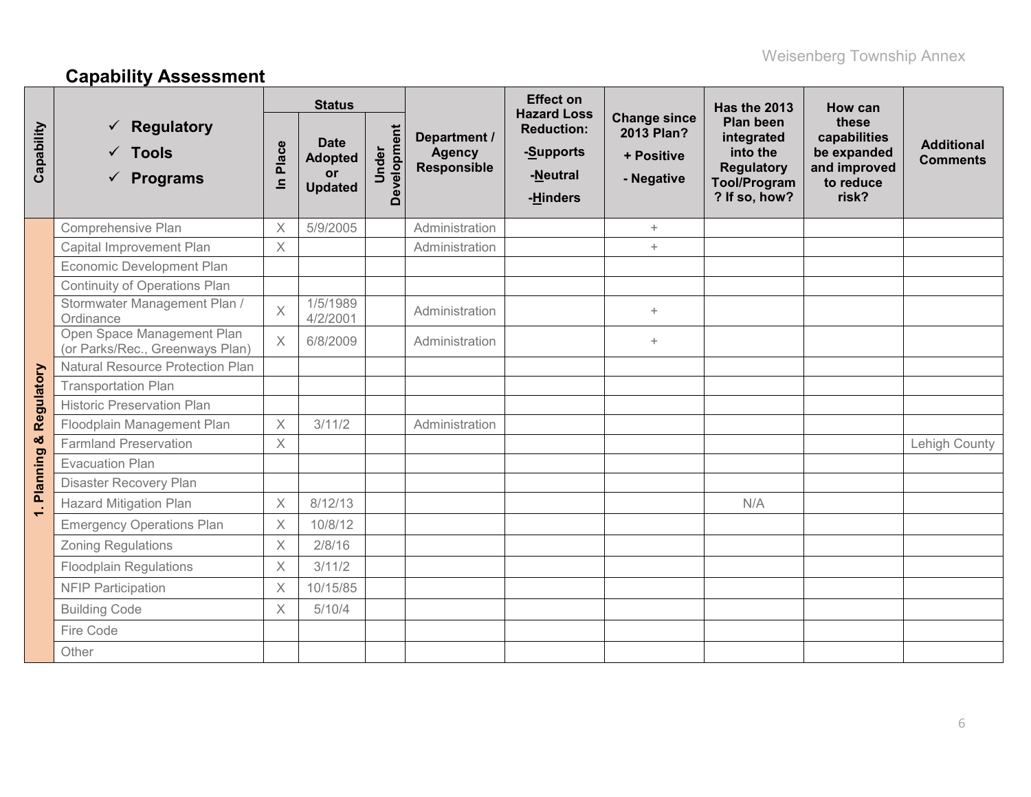## Capability Assessment

| Capability | ✓ Regulatory ✓ Tools ✓ Programs | Status | | | Department / Agency Responsible | Effect on Hazard Loss Reduction: -Supports -Neutral -Hinders | Change since 2013 Plan? + Positive - Negative | Has the 2013 Plan been integrated into the Regulatory Tool/Program? If so, how? | How can these capabilities be expanded and improved to reduce risk? | Additional Comments |
|---|---|---|---|---|---|---|---|---|---|---|
| | | In Place | Date Adopted or Updated | Under Development | | | | | | |
| 1. Planning & Regulatory | Comprehensive Plan | X | 5/9/2005 | | Administration | | + | | | |
| | Capital Improvement Plan | X | | | Administration | | + | | | |
| | Economic Development Plan | | | | | | | | | |
| | Continuity of Operations Plan | | | | | | | | | |
| | Stormwater Management Plan / Ordinance | X | 1/5/1989 4/2/2001 | | Administration | | + | | | |
| | Open Space Management Plan (or Parks/Rec., Greenways Plan) | X | 6/8/2009 | | Administration | | + | | | |
| | Natural Resource Protection Plan | | | | | | | | | |
| | Transportation Plan | | | | | | | | | |
| | Historic Preservation Plan | | | | | | | | | |
| | Floodplain Management Plan | X | 3/11/2 | | Administration | | | | | |
| | Farmland Preservation | X | | | | | | | | Lehigh County |
| | Evacuation Plan | | | | | | | | | |
| | Disaster Recovery Plan | | | | | | | | | |
| | Hazard Mitigation Plan | X | 8/12/13 | | | | | N/A | | |
| | Emergency Operations Plan | X | 10/8/12 | | | | | | | |
| | Zoning Regulations | X | 2/8/16 | | | | | | | |
| | Floodplain Regulations | X | 3/11/2 | | | | | | | |
| | NFIP Participation | X | 10/15/85 | | | | | | | |
| | Building Code | X | 5/10/4 | | | | | | | |
| | Fire Code | | | | | | | | | |
| | Other | | | | | | | | | |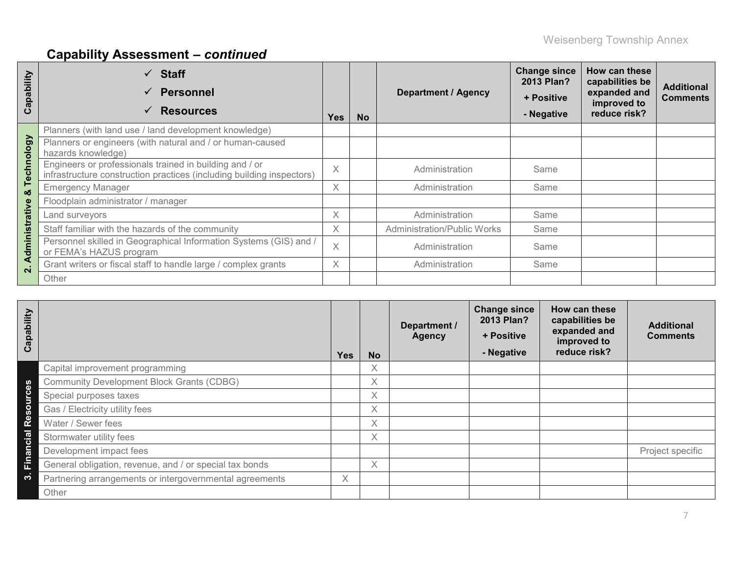## Capability Assessment – *continued*

| Capability | ✓ Staff<br>✓ Personnel<br>✓ Resources | Yes | No | Department / Agency | Change since 2013 Plan?<br>+ Positive<br>- Negative | How can these capabilities be expanded and improved to reduce risk? | Additional Comments |
|---|---|---|---|---|---|---|---|
| 2. Administrative & Technology | Planners (with land use / land development knowledge) | | | | | | |
| | Planners or engineers (with natural and / or human-caused hazards knowledge) | | | | | | |
| | Engineers or professionals trained in building and / or infrastructure construction practices (including building inspectors) | X | | Administration | Same | | |
| | Emergency Manager | X | | Administration | Same | | |
| | Floodplain administrator / manager | | | | | | |
| | Land surveyors | X | | Administration | Same | | |
| | Staff familiar with the hazards of the community | X | | Administration/Public Works | Same | | |
| | Personnel skilled in Geographical Information Systems (GIS) and / or FEMA's HAZUS program | X | | Administration | Same | | |
| | Grant writers or fiscal staff to handle large / complex grants | X | | Administration | Same | | |
| | Other | | | | | | |

| Capability | | Yes | No | Department / Agency | Change since 2013 Plan?<br>+ Positive<br>- Negative | How can these capabilities be expanded and improved to reduce risk? | Additional Comments |
|---|---|---|---|---|---|---|---|
| 3. Financial Resources | Capital improvement programming | | X | | | | |
| | Community Development Block Grants (CDBG) | | X | | | | |
| | Special purposes taxes | | X | | | | |
| | Gas / Electricity utility fees | | X | | | | |
| | Water / Sewer fees | | X | | | | |
| | Stormwater utility fees | | X | | | | |
| | Development impact fees | | | | | | Project specific |
| | General obligation, revenue, and / or special tax bonds | | X | | | | |
| | Partnering arrangements or intergovernmental agreements | X | | | | | |
| | Other | | | | | | |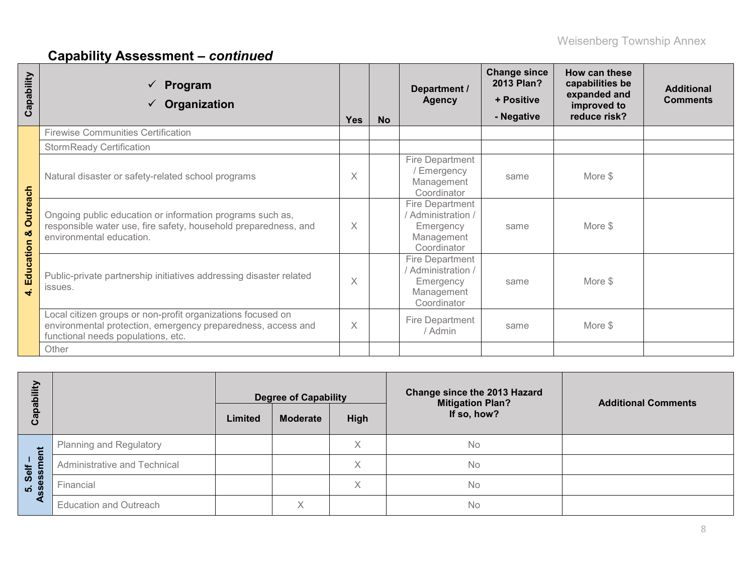## Capability Assessment – *continued*

| Capability | ✓ Program ✓ Organization | Yes | No | Department / Agency | Change since 2013 Plan? + Positive - Negative | How can these capabilities be expanded and improved to reduce risk? | Additional Comments |
|---|---|---|---|---|---|---|---|
| 4. Education & Outreach | Firewise Communities Certification | | | | | | |
| | StormReady Certification | | | | | | |
| | Natural disaster or safety-related school programs | X | | Fire Department / Emergency Management Coordinator | same | More $ | |
| | Ongoing public education or information programs such as, responsible water use, fire safety, household preparedness, and environmental education. | X | | Fire Department / Administration / Emergency Management Coordinator | same | More $ | |
| | Public-private partnership initiatives addressing disaster related issues. | X | | Fire Department / Administration / Emergency Management Coordinator | same | More $ | |
| | Local citizen groups or non-profit organizations focused on environmental protection, emergency preparedness, access and functional needs populations, etc. | X | | Fire Department / Admin | same | More $ | |
| | Other | | | | | | |

| Capability | | Degree of Capability | | | Change since the 2013 Hazard Mitigation Plan? If so, how? | Additional Comments |
|---|---|---|---|---|---|---|
| | | Limited | Moderate | High | | |
| 5. Self – Assessment | Planning and Regulatory | | | X | No | |
| | Administrative and Technical | | | X | No | |
| | Financial | | | X | No | |
| | Education and Outreach | | X | | No | |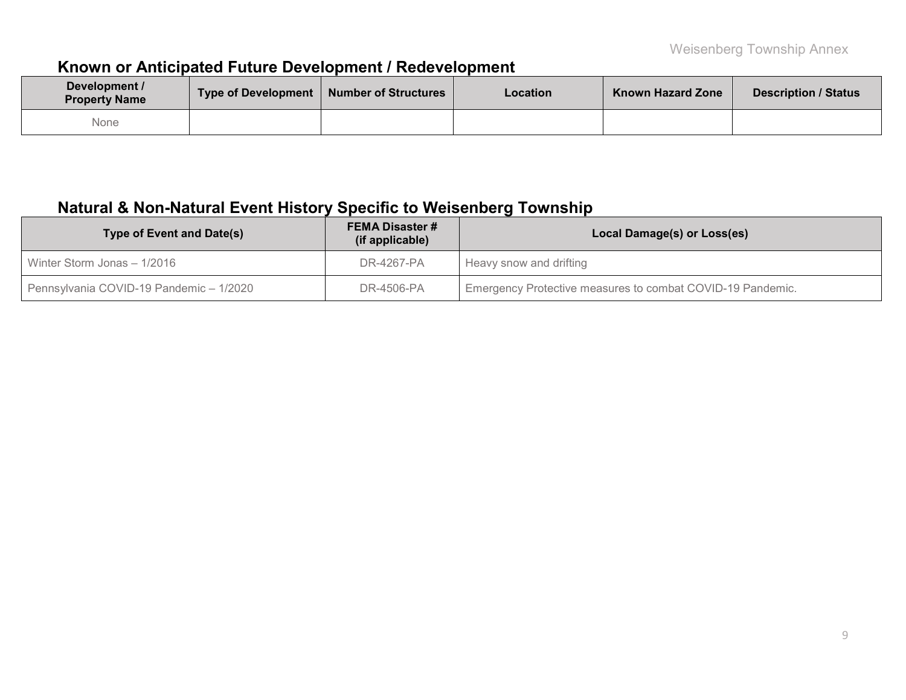## Known or Anticipated Future Development / Redevelopment

| Development / Property Name | Type of Development | Number of Structures | Location | Known Hazard Zone | Description / Status |
|---|---|---|---|---|---|
| None | | | | | |

## Natural & Non-Natural Event History Specific to Weisenberg Township

| Type of Event and Date(s) | FEMA Disaster # (if applicable) | Local Damage(s) or Loss(es) |
|---|---|---|
| Winter Storm Jonas – 1/2016 | DR-4267-PA | Heavy snow and drifting |
| Pennsylvania COVID-19 Pandemic – 1/2020 | DR-4506-PA | Emergency Protective measures to combat COVID-19 Pandemic. |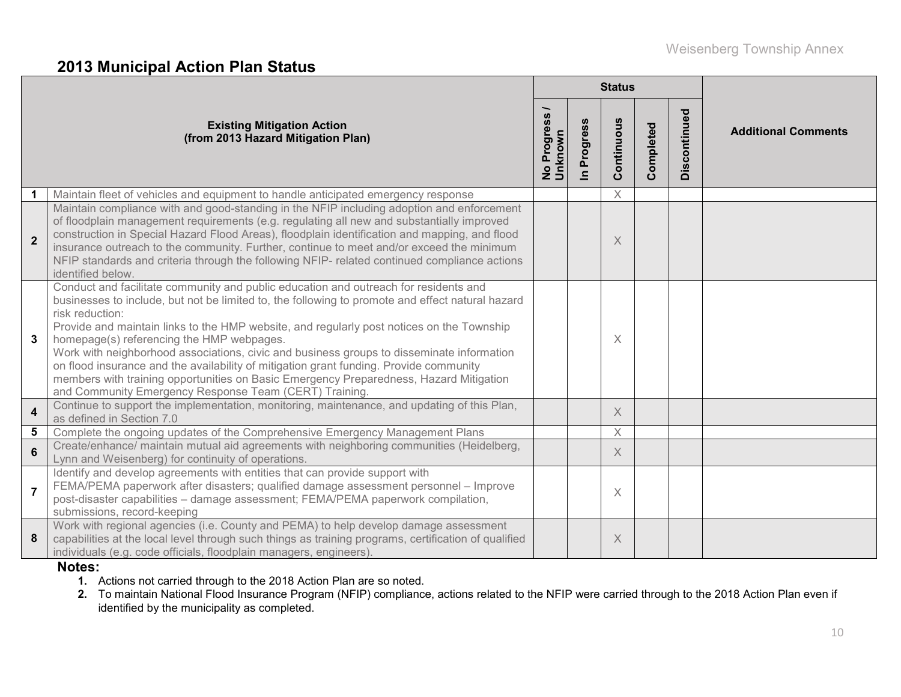## 2013 Municipal Action Plan Status

| | Existing Mitigation Action (from 2013 Hazard Mitigation Plan) | Status | | | | | Additional Comments |
|---|---|---|---|---|---|---|---|
| | | No Progress / Unknown | In Progress | Continuous | Completed | Discontinued | |
| 1 | Maintain fleet of vehicles and equipment to handle anticipated emergency response | | | X | | | |
| 2 | Maintain compliance with and good-standing in the NFIP including adoption and enforcement of floodplain management requirements (e.g. regulating all new and substantially improved construction in Special Hazard Flood Areas), floodplain identification and mapping, and flood insurance outreach to the community. Further, continue to meet and/or exceed the minimum NFIP standards and criteria through the following NFIP- related continued compliance actions identified below. | | | X | | | |
| 3 | Conduct and facilitate community and public education and outreach for residents and businesses to include, but not be limited to, the following to promote and effect natural hazard risk reduction: Provide and maintain links to the HMP website, and regularly post notices on the Township homepage(s) referencing the HMP webpages. Work with neighborhood associations, civic and business groups to disseminate information on flood insurance and the availability of mitigation grant funding. Provide community members with training opportunities on Basic Emergency Preparedness, Hazard Mitigation and Community Emergency Response Team (CERT) Training. | | | X | | | |
| 4 | Continue to support the implementation, monitoring, maintenance, and updating of this Plan, as defined in Section 7.0 | | | X | | | |
| 5 | Complete the ongoing updates of the Comprehensive Emergency Management Plans | | | X | | | |
| 6 | Create/enhance/ maintain mutual aid agreements with neighboring communities (Heidelberg, Lynn and Weisenberg) for continuity of operations. | | | X | | | |
| 7 | Identify and develop agreements with entities that can provide support with FEMA/PEMA paperwork after disasters; qualified damage assessment personnel – Improve post-disaster capabilities – damage assessment; FEMA/PEMA paperwork compilation, submissions, record-keeping | | | X | | | |
| 8 | Work with regional agencies (i.e. County and PEMA) to help develop damage assessment capabilities at the local level through such things as training programs, certification of qualified individuals (e.g. code officials, floodplain managers, engineers). | | | X | | | |

**Notes:**

1. Actions not carried through to the 2018 Action Plan are so noted.
2. To maintain National Flood Insurance Program (NFIP) compliance, actions related to the NFIP were carried through to the 2018 Action Plan even if identified by the municipality as completed.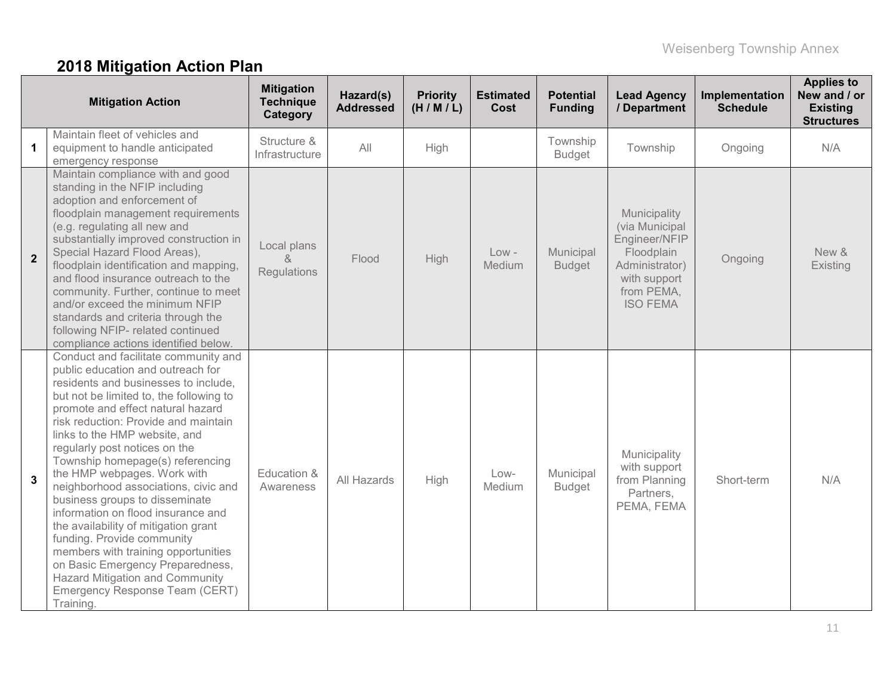## 2018 Mitigation Action Plan

| | Mitigation Action | Mitigation Technique Category | Hazard(s) Addressed | Priority (H / M / L) | Estimated Cost | Potential Funding | Lead Agency / Department | Implementation Schedule | Applies to New and / or Existing Structures |
|---|---|---|---|---|---|---|---|---|---|
| 1 | Maintain fleet of vehicles and equipment to handle anticipated emergency response | Structure & Infrastructure | All | High | | Township Budget | Township | Ongoing | N/A |
| 2 | Maintain compliance with and good standing in the NFIP including adoption and enforcement of floodplain management requirements (e.g. regulating all new and substantially improved construction in Special Hazard Flood Areas), floodplain identification and mapping, and flood insurance outreach to the community. Further, continue to meet and/or exceed the minimum NFIP standards and criteria through the following NFIP- related continued compliance actions identified below. | Local plans & Regulations | Flood | High | Low - Medium | Municipal Budget | Municipality (via Municipal Engineer/NFIP Floodplain Administrator) with support from PEMA, ISO FEMA | Ongoing | New & Existing |
| 3 | Conduct and facilitate community and public education and outreach for residents and businesses to include, but not be limited to, the following to promote and effect natural hazard risk reduction: Provide and maintain links to the HMP website, and regularly post notices on the Township homepage(s) referencing the HMP webpages. Work with neighborhood associations, civic and business groups to disseminate information on flood insurance and the availability of mitigation grant funding. Provide community members with training opportunities on Basic Emergency Preparedness, Hazard Mitigation and Community Emergency Response Team (CERT) Training. | Education & Awareness | All Hazards | High | Low- Medium | Municipal Budget | Municipality with support from Planning Partners, PEMA, FEMA | Short-term | N/A |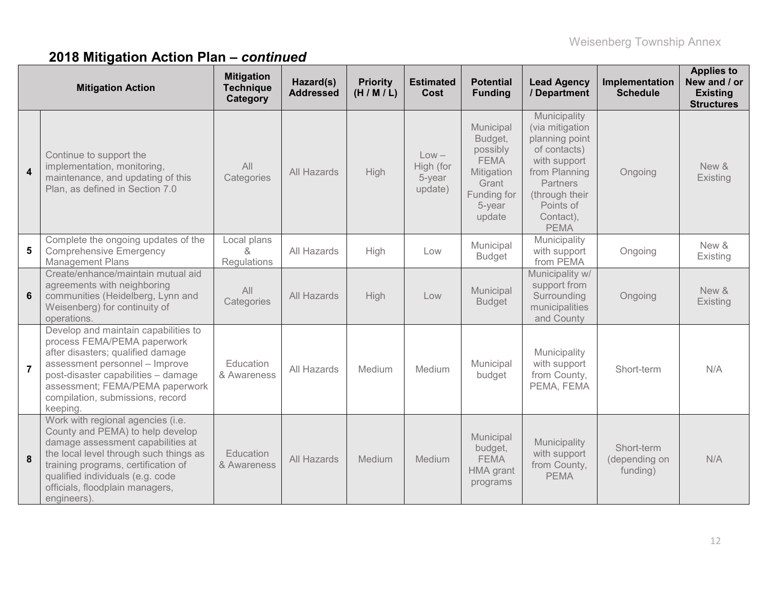## 2018 Mitigation Action Plan – *continued*

| | Mitigation Action | Mitigation Technique Category | Hazard(s) Addressed | Priority (H / M / L) | Estimated Cost | Potential Funding | Lead Agency / Department | Implementation Schedule | Applies to New and / or Existing Structures |
|---|---|---|---|---|---|---|---|---|---|
| 4 | Continue to support the implementation, monitoring, maintenance, and updating of this Plan, as defined in Section 7.0 | All Categories | All Hazards | High | Low – High (for 5-year update) | Municipal Budget, possibly FEMA Mitigation Grant Funding for 5-year update | Municipality (via mitigation planning point of contacts) with support from Planning Partners (through their Points of Contact), PEMA | Ongoing | New & Existing |
| 5 | Complete the ongoing updates of the Comprehensive Emergency Management Plans | Local plans & Regulations | All Hazards | High | Low | Municipal Budget | Municipality with support from PEMA | Ongoing | New & Existing |
| 6 | Create/enhance/maintain mutual aid agreements with neighboring communities (Heidelberg, Lynn and Weisenberg) for continuity of operations. | All Categories | All Hazards | High | Low | Municipal Budget | Municipality w/ support from Surrounding municipalities and County | Ongoing | New & Existing |
| 7 | Develop and maintain capabilities to process FEMA/PEMA paperwork after disasters; qualified damage assessment personnel – Improve post-disaster capabilities – damage assessment; FEMA/PEMA paperwork compilation, submissions, record keeping. | Education & Awareness | All Hazards | Medium | Medium | Municipal budget | Municipality with support from County, PEMA, FEMA | Short-term | N/A |
| 8 | Work with regional agencies (i.e. County and PEMA) to help develop damage assessment capabilities at the local level through such things as training programs, certification of qualified individuals (e.g. code officials, floodplain managers, engineers). | Education & Awareness | All Hazards | Medium | Medium | Municipal budget, FEMA HMA grant programs | Municipality with support from County, PEMA | Short-term (depending on funding) | N/A |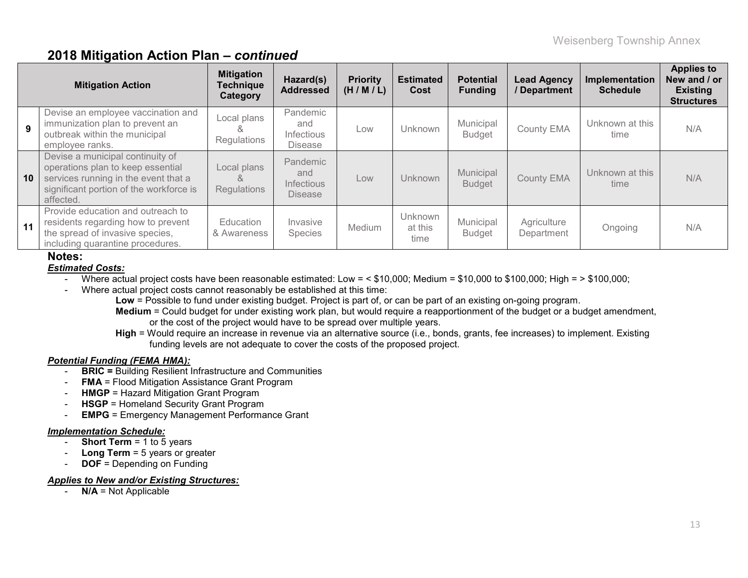## 2018 Mitigation Action Plan – *continued*

| | Mitigation Action | Mitigation Technique Category | Hazard(s) Addressed | Priority (H / M / L) | Estimated Cost | Potential Funding | Lead Agency / Department | Implementation Schedule | Applies to New and / or Existing Structures |
|---|---|---|---|---|---|---|---|---|---|
| 9 | Devise an employee vaccination and immunization plan to prevent an outbreak within the municipal employee ranks. | Local plans & Regulations | Pandemic and Infectious Disease | Low | Unknown | Municipal Budget | County EMA | Unknown at this time | N/A |
| 10 | Devise a municipal continuity of operations plan to keep essential services running in the event that a significant portion of the workforce is affected. | Local plans & Regulations | Pandemic and Infectious Disease | Low | Unknown | Municipal Budget | County EMA | Unknown at this time | N/A |
| 11 | Provide education and outreach to residents regarding how to prevent the spread of invasive species, including quarantine procedures. | Education & Awareness | Invasive Species | Medium | Unknown at this time | Municipal Budget | Agriculture Department | Ongoing | N/A |

**Notes:**

***Estimated Costs:***

- Where actual project costs have been reasonable estimated: Low = < $10,000; Medium = $10,000 to $100,000; High = > $100,000;
- Where actual project costs cannot reasonably be established at this time:
  - **Low** = Possible to fund under existing budget. Project is part of, or can be part of an existing on-going program.
  - **Medium** = Could budget for under existing work plan, but would require a reapportionment of the budget or a budget amendment, or the cost of the project would have to be spread over multiple years.
  - **High** = Would require an increase in revenue via an alternative source (i.e., bonds, grants, fee increases) to implement. Existing funding levels are not adequate to cover the costs of the proposed project.

***Potential Funding (FEMA HMA):***

- **BRIC =** Building Resilient Infrastructure and Communities
- **FMA** = Flood Mitigation Assistance Grant Program
- **HMGP** = Hazard Mitigation Grant Program
- **HSGP** = Homeland Security Grant Program
- **EMPG** = Emergency Management Performance Grant

***Implementation Schedule:***

- **Short Term** = 1 to 5 years
- **Long Term** = 5 years or greater
- **DOF** = Depending on Funding

***Applies to New and/or Existing Structures:***

- **N/A** = Not Applicable